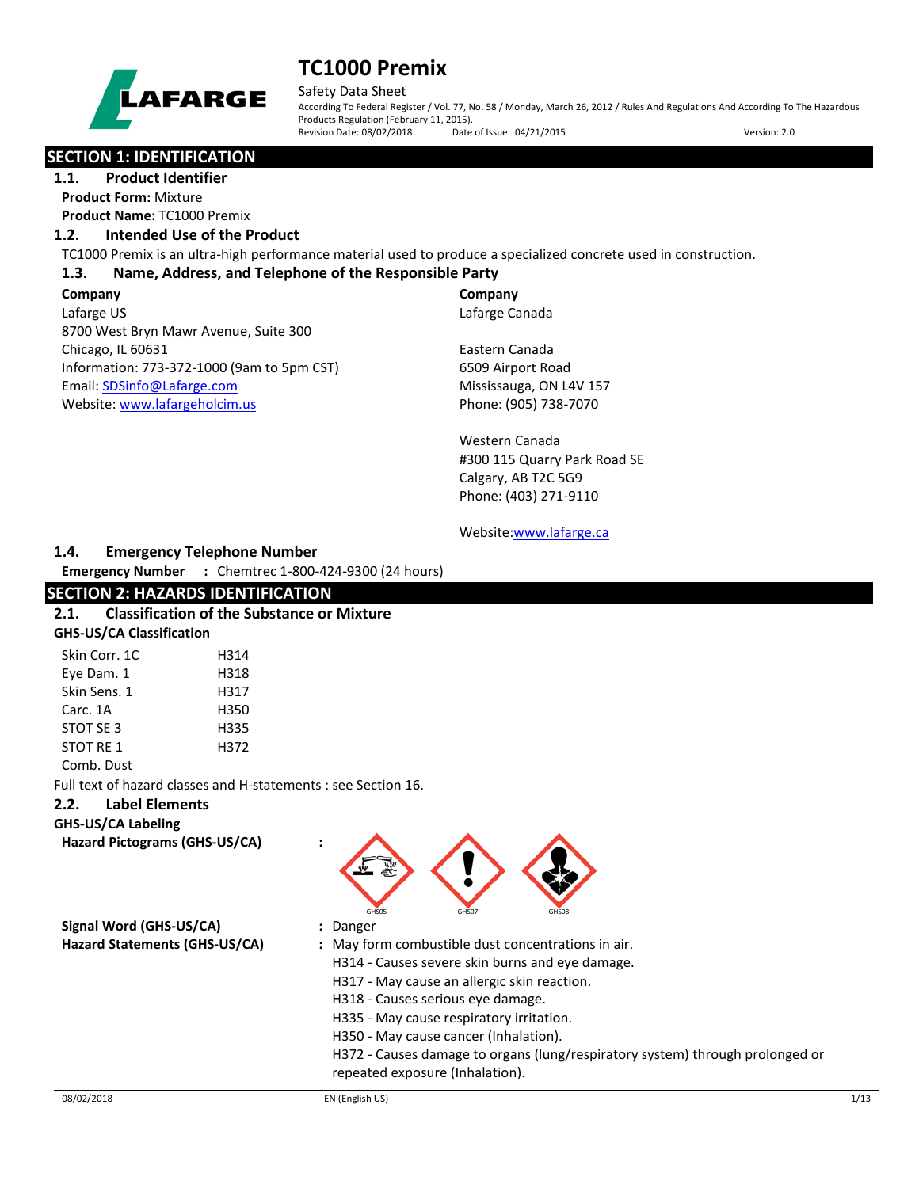# TC1000 Premix

Safety Data Sheet

According To Federal Register / Vol. 77, No. 58 / Monday, March 26, 2012 / Rules And Regulations And According To The Hazardous Products Regulation (February 11, 2015).

Revision Date: 08/02/2018 Date of Issue: 04/21/2015 Version: 2.0

## SECTION 1: IDENTIFICATION

### 1.1. Product Identifier

**Product Form:** Mixture

**Product Name:** TC1000 Premix

### 1.2. Intended Use of the Product

TC1000 Premix is an ultra-high performance material used to produce a specialized concrete used in construction.

### 1.3. Name, Address, and Telephone of the Responsible Party

**Company**
Lafarge US
8700 West Bryn Mawr Avenue, Suite 300
Chicago, IL 60631
Information: 773-372-1000 (9am to 5pm CST)
Email: SDSinfo@Lafarge.com
Website: www.lafargeholcim.us

**Company**
Lafarge Canada

Eastern Canada
6509 Airport Road
Mississauga, ON L4V 157
Phone: (905) 738-7070

Western Canada
#300 115 Quarry Park Road SE
Calgary, AB T2C 5G9
Phone: (403) 271-9110

Website: www.lafarge.ca

### 1.4. Emergency Telephone Number

**Emergency Number :** Chemtrec 1-800-424-9300 (24 hours)

## SECTION 2: HAZARDS IDENTIFICATION

### 2.1. Classification of the Substance or Mixture

**GHS-US/CA Classification**

| | |
|---|---|
| Skin Corr. 1C | H314 |
| Eye Dam. 1 | H318 |
| Skin Sens. 1 | H317 |
| Carc. 1A | H350 |
| STOT SE 3 | H335 |
| STOT RE 1 | H372 |
| Comb. Dust | |

Full text of hazard classes and H-statements : see Section 16.

### 2.2. Label Elements

**GHS-US/CA Labeling**

**Hazard Pictograms (GHS-US/CA) :** GHS05 GHS07 GHS08

**Signal Word (GHS-US/CA) :** Danger

**Hazard Statements (GHS-US/CA) :** May form combustible dust concentrations in air.
H314 - Causes severe skin burns and eye damage.
H317 - May cause an allergic skin reaction.
H318 - Causes serious eye damage.
H335 - May cause respiratory irritation.
H350 - May cause cancer (Inhalation).
H372 - Causes damage to organs (lung/respiratory system) through prolonged or repeated exposure (Inhalation).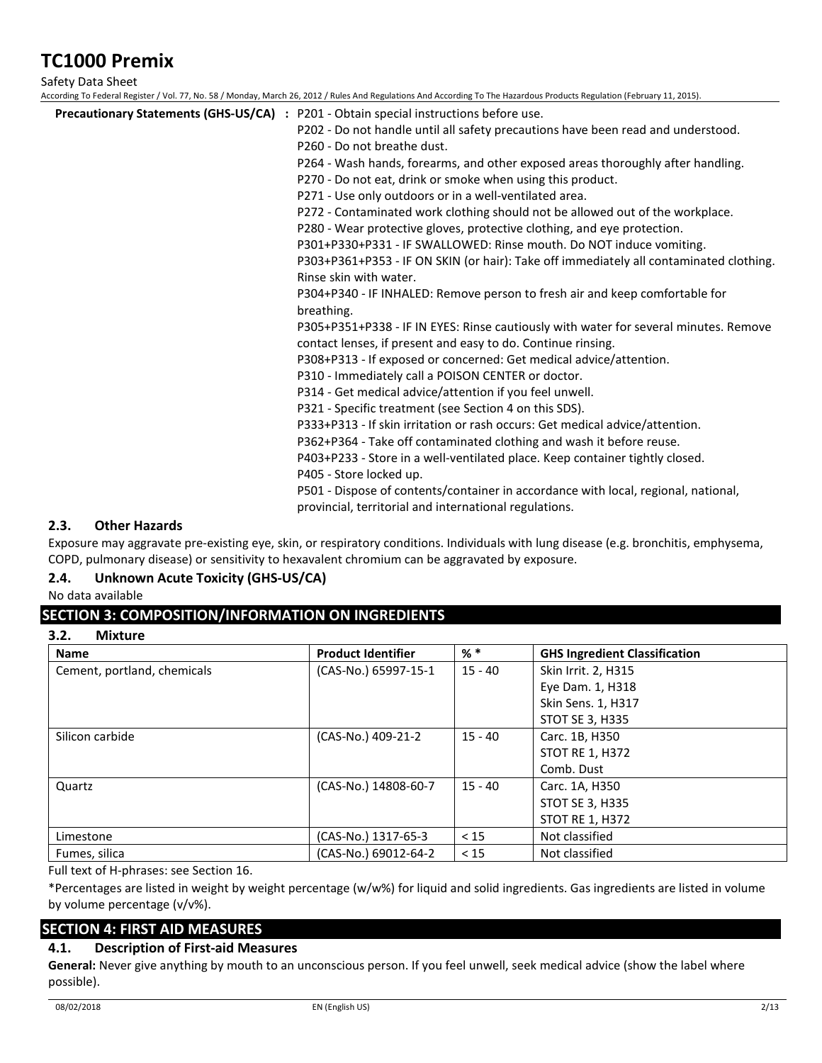**Precautionary Statements (GHS-US/CA)** : P201 - Obtain special instructions before use.

P202 - Do not handle until all safety precautions have been read and understood.

P260 - Do not breathe dust.

P264 - Wash hands, forearms, and other exposed areas thoroughly after handling.

P270 - Do not eat, drink or smoke when using this product.

P271 - Use only outdoors or in a well-ventilated area.

P272 - Contaminated work clothing should not be allowed out of the workplace.

P280 - Wear protective gloves, protective clothing, and eye protection.

P301+P330+P331 - IF SWALLOWED: Rinse mouth. Do NOT induce vomiting.

P303+P361+P353 - IF ON SKIN (or hair): Take off immediately all contaminated clothing. Rinse skin with water.

P304+P340 - IF INHALED: Remove person to fresh air and keep comfortable for breathing.

P305+P351+P338 - IF IN EYES: Rinse cautiously with water for several minutes. Remove contact lenses, if present and easy to do. Continue rinsing.

P308+P313 - If exposed or concerned: Get medical advice/attention.

P310 - Immediately call a POISON CENTER or doctor.

P314 - Get medical advice/attention if you feel unwell.

P321 - Specific treatment (see Section 4 on this SDS).

P333+P313 - If skin irritation or rash occurs: Get medical advice/attention.

P362+P364 - Take off contaminated clothing and wash it before reuse.

P403+P233 - Store in a well-ventilated place. Keep container tightly closed.

P405 - Store locked up.

P501 - Dispose of contents/container in accordance with local, regional, national, provincial, territorial and international regulations.

### 2.3. Other Hazards

Exposure may aggravate pre-existing eye, skin, or respiratory conditions. Individuals with lung disease (e.g. bronchitis, emphysema, COPD, pulmonary disease) or sensitivity to hexavalent chromium can be aggravated by exposure.

### 2.4. Unknown Acute Toxicity (GHS-US/CA)

No data available

## SECTION 3: COMPOSITION/INFORMATION ON INGREDIENTS

### 3.2. Mixture

| Name | Product Identifier | % * | GHS Ingredient Classification |
|---|---|---|---|
| Cement, portland, chemicals | (CAS-No.) 65997-15-1 | 15 - 40 | Skin Irrit. 2, H315<br>Eye Dam. 1, H318<br>Skin Sens. 1, H317<br>STOT SE 3, H335 |
| Silicon carbide | (CAS-No.) 409-21-2 | 15 - 40 | Carc. 1B, H350<br>STOT RE 1, H372<br>Comb. Dust |
| Quartz | (CAS-No.) 14808-60-7 | 15 - 40 | Carc. 1A, H350<br>STOT SE 3, H335<br>STOT RE 1, H372 |
| Limestone | (CAS-No.) 1317-65-3 | < 15 | Not classified |
| Fumes, silica | (CAS-No.) 69012-64-2 | < 15 | Not classified |

Full text of H-phrases: see Section 16.

*Percentages are listed in weight by weight percentage (w/w%) for liquid and solid ingredients. Gas ingredients are listed in volume by volume percentage (v/v%).

## SECTION 4: FIRST AID MEASURES

### 4.1. Description of First-aid Measures

**General:** Never give anything by mouth to an unconscious person. If you feel unwell, seek medical advice (show the label where possible).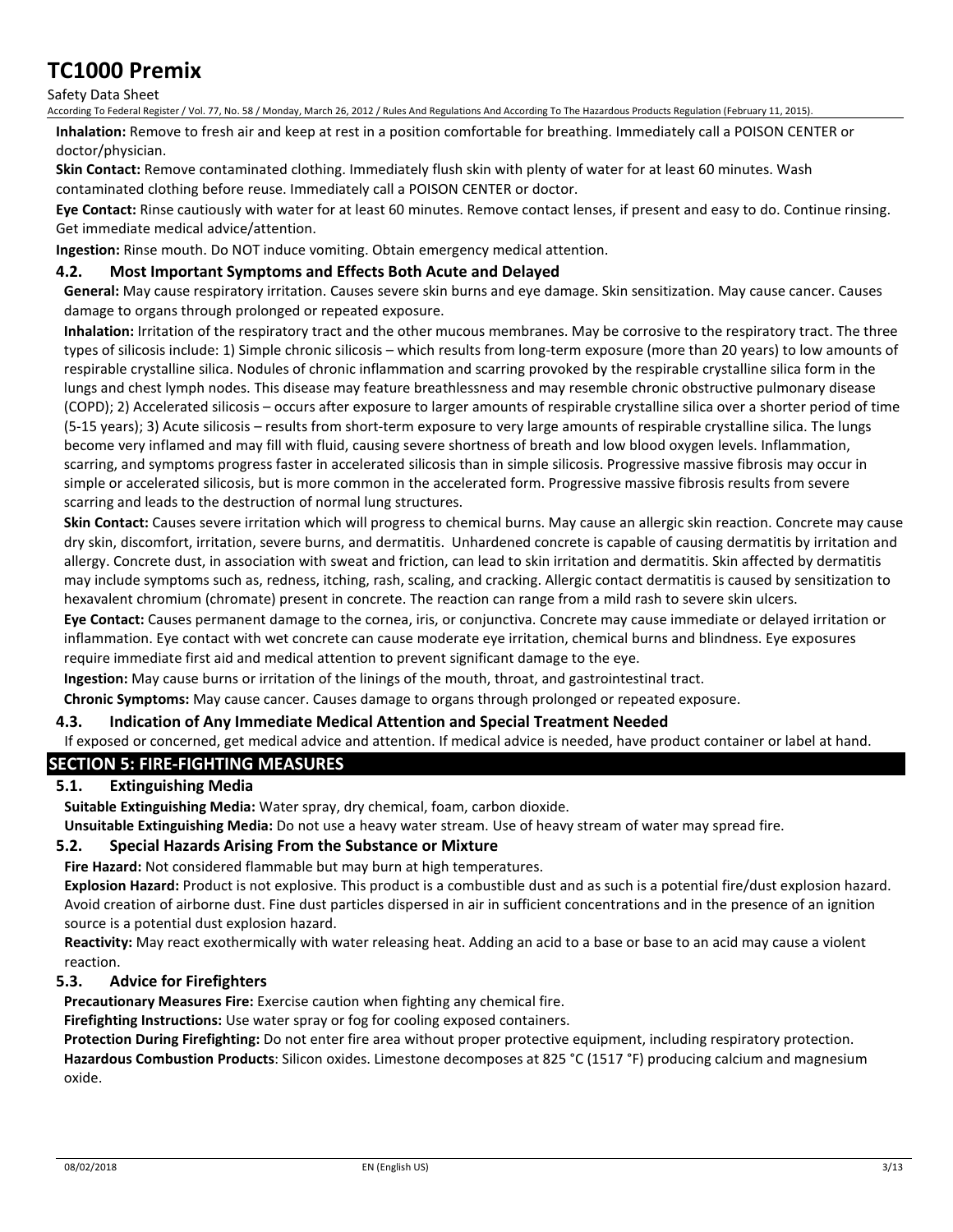**Inhalation:** Remove to fresh air and keep at rest in a position comfortable for breathing. Immediately call a POISON CENTER or doctor/physician.

**Skin Contact:** Remove contaminated clothing. Immediately flush skin with plenty of water for at least 60 minutes. Wash contaminated clothing before reuse. Immediately call a POISON CENTER or doctor.

**Eye Contact:** Rinse cautiously with water for at least 60 minutes. Remove contact lenses, if present and easy to do. Continue rinsing. Get immediate medical advice/attention.

**Ingestion:** Rinse mouth. Do NOT induce vomiting. Obtain emergency medical attention.

### 4.2. Most Important Symptoms and Effects Both Acute and Delayed

**General:** May cause respiratory irritation. Causes severe skin burns and eye damage. Skin sensitization. May cause cancer. Causes damage to organs through prolonged or repeated exposure.

**Inhalation:** Irritation of the respiratory tract and the other mucous membranes. May be corrosive to the respiratory tract. The three types of silicosis include: 1) Simple chronic silicosis – which results from long-term exposure (more than 20 years) to low amounts of respirable crystalline silica. Nodules of chronic inflammation and scarring provoked by the respirable crystalline silica form in the lungs and chest lymph nodes. This disease may feature breathlessness and may resemble chronic obstructive pulmonary disease (COPD); 2) Accelerated silicosis – occurs after exposure to larger amounts of respirable crystalline silica over a shorter period of time (5-15 years); 3) Acute silicosis – results from short-term exposure to very large amounts of respirable crystalline silica. The lungs become very inflamed and may fill with fluid, causing severe shortness of breath and low blood oxygen levels. Inflammation, scarring, and symptoms progress faster in accelerated silicosis than in simple silicosis. Progressive massive fibrosis may occur in simple or accelerated silicosis, but is more common in the accelerated form. Progressive massive fibrosis results from severe scarring and leads to the destruction of normal lung structures.

**Skin Contact:** Causes severe irritation which will progress to chemical burns. May cause an allergic skin reaction. Concrete may cause dry skin, discomfort, irritation, severe burns, and dermatitis. Unhardened concrete is capable of causing dermatitis by irritation and allergy. Concrete dust, in association with sweat and friction, can lead to skin irritation and dermatitis. Skin affected by dermatitis may include symptoms such as, redness, itching, rash, scaling, and cracking. Allergic contact dermatitis is caused by sensitization to hexavalent chromium (chromate) present in concrete. The reaction can range from a mild rash to severe skin ulcers.

**Eye Contact:** Causes permanent damage to the cornea, iris, or conjunctiva. Concrete may cause immediate or delayed irritation or inflammation. Eye contact with wet concrete can cause moderate eye irritation, chemical burns and blindness. Eye exposures require immediate first aid and medical attention to prevent significant damage to the eye.

**Ingestion:** May cause burns or irritation of the linings of the mouth, throat, and gastrointestinal tract.

**Chronic Symptoms:** May cause cancer. Causes damage to organs through prolonged or repeated exposure.

### 4.3. Indication of Any Immediate Medical Attention and Special Treatment Needed

If exposed or concerned, get medical advice and attention. If medical advice is needed, have product container or label at hand.

## SECTION 5: FIRE-FIGHTING MEASURES

### 5.1. Extinguishing Media

**Suitable Extinguishing Media:** Water spray, dry chemical, foam, carbon dioxide.

**Unsuitable Extinguishing Media:** Do not use a heavy water stream. Use of heavy stream of water may spread fire.

### 5.2. Special Hazards Arising From the Substance or Mixture

**Fire Hazard:** Not considered flammable but may burn at high temperatures.

**Explosion Hazard:** Product is not explosive. This product is a combustible dust and as such is a potential fire/dust explosion hazard. Avoid creation of airborne dust. Fine dust particles dispersed in air in sufficient concentrations and in the presence of an ignition source is a potential dust explosion hazard.

**Reactivity:** May react exothermically with water releasing heat. Adding an acid to a base or base to an acid may cause a violent reaction.

### 5.3. Advice for Firefighters

**Precautionary Measures Fire:** Exercise caution when fighting any chemical fire.

**Firefighting Instructions:** Use water spray or fog for cooling exposed containers.

**Protection During Firefighting:** Do not enter fire area without proper protective equipment, including respiratory protection.

**Hazardous Combustion Products**: Silicon oxides. Limestone decomposes at 825 °C (1517 °F) producing calcium and magnesium oxide.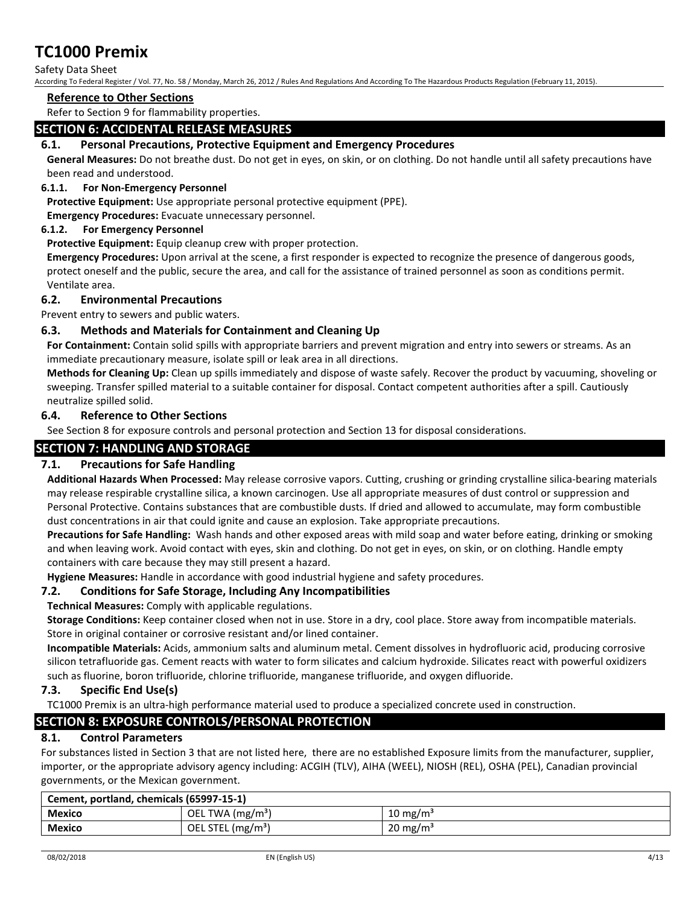**Reference to Other Sections**

Refer to Section 9 for flammability properties.

## SECTION 6: ACCIDENTAL RELEASE MEASURES

### 6.1. Personal Precautions, Protective Equipment and Emergency Procedures

**General Measures:** Do not breathe dust. Do not get in eyes, on skin, or on clothing. Do not handle until all safety precautions have been read and understood.

#### 6.1.1. For Non-Emergency Personnel

**Protective Equipment:** Use appropriate personal protective equipment (PPE).

**Emergency Procedures:** Evacuate unnecessary personnel.

#### 6.1.2. For Emergency Personnel

**Protective Equipment:** Equip cleanup crew with proper protection.

**Emergency Procedures:** Upon arrival at the scene, a first responder is expected to recognize the presence of dangerous goods, protect oneself and the public, secure the area, and call for the assistance of trained personnel as soon as conditions permit. Ventilate area.

### 6.2. Environmental Precautions

Prevent entry to sewers and public waters.

### 6.3. Methods and Materials for Containment and Cleaning Up

**For Containment:** Contain solid spills with appropriate barriers and prevent migration and entry into sewers or streams. As an immediate precautionary measure, isolate spill or leak area in all directions.

**Methods for Cleaning Up:** Clean up spills immediately and dispose of waste safely. Recover the product by vacuuming, shoveling or sweeping. Transfer spilled material to a suitable container for disposal. Contact competent authorities after a spill. Cautiously neutralize spilled solid.

### 6.4. Reference to Other Sections

See Section 8 for exposure controls and personal protection and Section 13 for disposal considerations.

## SECTION 7: HANDLING AND STORAGE

### 7.1. Precautions for Safe Handling

**Additional Hazards When Processed:** May release corrosive vapors. Cutting, crushing or grinding crystalline silica-bearing materials may release respirable crystalline silica, a known carcinogen. Use all appropriate measures of dust control or suppression and Personal Protective. Contains substances that are combustible dusts. If dried and allowed to accumulate, may form combustible dust concentrations in air that could ignite and cause an explosion. Take appropriate precautions.

**Precautions for Safe Handling:** Wash hands and other exposed areas with mild soap and water before eating, drinking or smoking and when leaving work. Avoid contact with eyes, skin and clothing. Do not get in eyes, on skin, or on clothing. Handle empty containers with care because they may still present a hazard.

**Hygiene Measures:** Handle in accordance with good industrial hygiene and safety procedures.

### 7.2. Conditions for Safe Storage, Including Any Incompatibilities

**Technical Measures:** Comply with applicable regulations.

**Storage Conditions:** Keep container closed when not in use. Store in a dry, cool place. Store away from incompatible materials. Store in original container or corrosive resistant and/or lined container.

**Incompatible Materials:** Acids, ammonium salts and aluminum metal. Cement dissolves in hydrofluoric acid, producing corrosive silicon tetrafluoride gas. Cement reacts with water to form silicates and calcium hydroxide. Silicates react with powerful oxidizers such as fluorine, boron trifluoride, chlorine trifluoride, manganese trifluoride, and oxygen difluoride.

### 7.3. Specific End Use(s)

TC1000 Premix is an ultra-high performance material used to produce a specialized concrete used in construction.

## SECTION 8: EXPOSURE CONTROLS/PERSONAL PROTECTION

### 8.1. Control Parameters

For substances listed in Section 3 that are not listed here, there are no established Exposure limits from the manufacturer, supplier, importer, or the appropriate advisory agency including: ACGIH (TLV), AIHA (WEEL), NIOSH (REL), OSHA (PEL), Canadian provincial governments, or the Mexican government.

| Cement, portland, chemicals (65997-15-1) | | |
|---|---|---|
| **Mexico** | OEL TWA ($mg/m^3$) | 10 $mg/m^3$ |
| **Mexico** | OEL STEL ($mg/m^3$) | 20 $mg/m^3$ |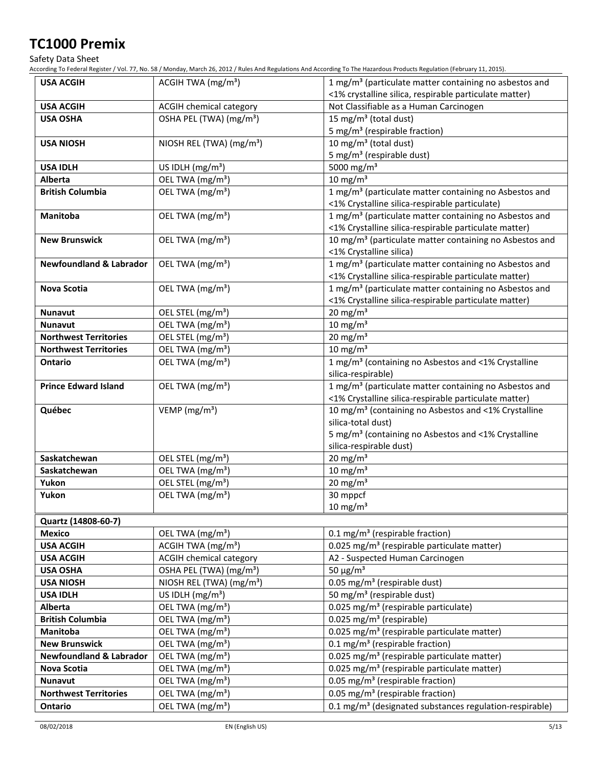| USA ACGIH | ACGIH TWA (mg/m³) | 1 mg/m³ (particulate matter containing no asbestos and <1% crystalline silica, respirable particulate matter) |
|---|---|---|
| USA ACGIH | ACGIH chemical category | Not Classifiable as a Human Carcinogen |
| USA OSHA | OSHA PEL (TWA) (mg/m³) | 15 mg/m³ (total dust)<br>5 mg/m³ (respirable fraction) |
| USA NIOSH | NIOSH REL (TWA) (mg/m³) | 10 mg/m³ (total dust)<br>5 mg/m³ (respirable dust) |
| USA IDLH | US IDLH (mg/m³) | 5000 mg/m³ |
| Alberta | OEL TWA (mg/m³) | 10 mg/m³ |
| British Columbia | OEL TWA (mg/m³) | 1 mg/m³ (particulate matter containing no Asbestos and <1% Crystalline silica-respirable particulate) |
| Manitoba | OEL TWA (mg/m³) | 1 mg/m³ (particulate matter containing no Asbestos and <1% Crystalline silica-respirable particulate matter) |
| New Brunswick | OEL TWA (mg/m³) | 10 mg/m³ (particulate matter containing no Asbestos and <1% Crystalline silica) |
| Newfoundland & Labrador | OEL TWA (mg/m³) | 1 mg/m³ (particulate matter containing no Asbestos and <1% Crystalline silica-respirable particulate matter) |
| Nova Scotia | OEL TWA (mg/m³) | 1 mg/m³ (particulate matter containing no Asbestos and <1% Crystalline silica-respirable particulate matter) |
| Nunavut | OEL STEL (mg/m³) | 20 mg/m³ |
| Nunavut | OEL TWA (mg/m³) | 10 mg/m³ |
| Northwest Territories | OEL STEL (mg/m³) | 20 mg/m³ |
| Northwest Territories | OEL TWA (mg/m³) | 10 mg/m³ |
| Ontario | OEL TWA (mg/m³) | 1 mg/m³ (containing no Asbestos and <1% Crystalline silica-respirable) |
| Prince Edward Island | OEL TWA (mg/m³) | 1 mg/m³ (particulate matter containing no Asbestos and <1% Crystalline silica-respirable particulate matter) |
| Québec | VEMP (mg/m³) | 10 mg/m³ (containing no Asbestos and <1% Crystalline silica-total dust)<br>5 mg/m³ (containing no Asbestos and <1% Crystalline silica-respirable dust) |
| Saskatchewan | OEL STEL (mg/m³) | 20 mg/m³ |
| Saskatchewan | OEL TWA (mg/m³) | 10 mg/m³ |
| Yukon | OEL STEL (mg/m³) | 20 mg/m³ |
| Yukon | OEL TWA (mg/m³) | 30 mppcf<br>10 mg/m³ |

| Quartz (14808-60-7) | | |
|---|---|---|
| Mexico | OEL TWA (mg/m³) | 0.1 mg/m³ (respirable fraction) |
| USA ACGIH | ACGIH TWA (mg/m³) | 0.025 mg/m³ (respirable particulate matter) |
| USA ACGIH | ACGIH chemical category | A2 - Suspected Human Carcinogen |
| USA OSHA | OSHA PEL (TWA) (mg/m³) | 50 µg/m³ |
| USA NIOSH | NIOSH REL (TWA) (mg/m³) | 0.05 mg/m³ (respirable dust) |
| USA IDLH | US IDLH (mg/m³) | 50 mg/m³ (respirable dust) |
| Alberta | OEL TWA (mg/m³) | 0.025 mg/m³ (respirable particulate) |
| British Columbia | OEL TWA (mg/m³) | 0.025 mg/m³ (respirable) |
| Manitoba | OEL TWA (mg/m³) | 0.025 mg/m³ (respirable particulate matter) |
| New Brunswick | OEL TWA (mg/m³) | 0.1 mg/m³ (respirable fraction) |
| Newfoundland & Labrador | OEL TWA (mg/m³) | 0.025 mg/m³ (respirable particulate matter) |
| Nova Scotia | OEL TWA (mg/m³) | 0.025 mg/m³ (respirable particulate matter) |
| Nunavut | OEL TWA (mg/m³) | 0.05 mg/m³ (respirable fraction) |
| Northwest Territories | OEL TWA (mg/m³) | 0.05 mg/m³ (respirable fraction) |
| Ontario | OEL TWA (mg/m³) | 0.1 mg/m³ (designated substances regulation-respirable) |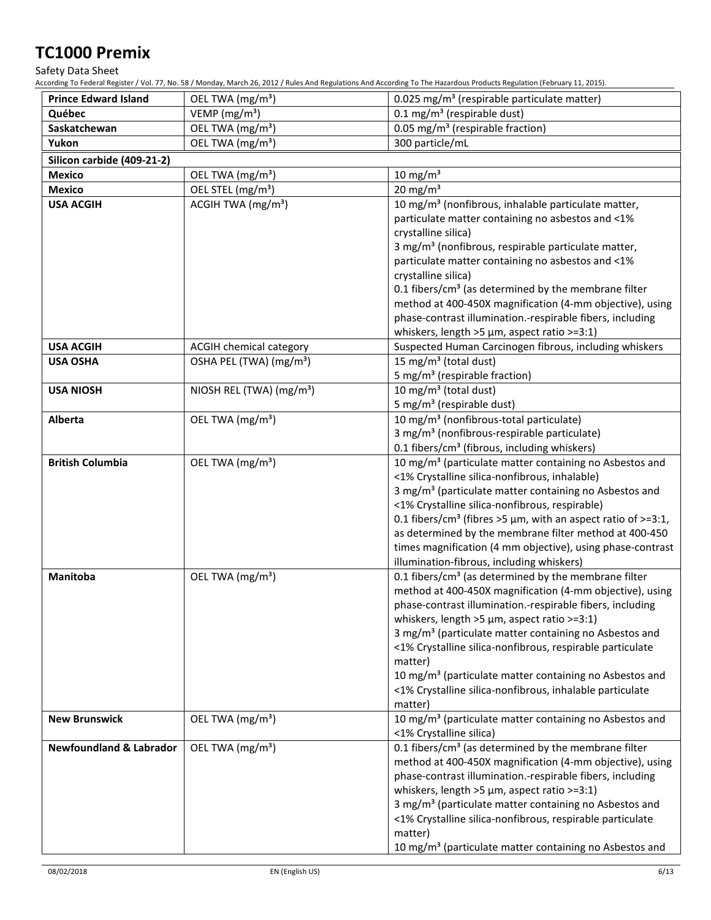| Prince Edward Island | OEL TWA (mg/m³) | 0.025 mg/m³ (respirable particulate matter) |
|---|---|---|
| Québec | VEMP (mg/m³) | 0.1 mg/m³ (respirable dust) |
| Saskatchewan | OEL TWA (mg/m³) | 0.05 mg/m³ (respirable fraction) |
| Yukon | OEL TWA (mg/m³) | 300 particle/mL |
| **Silicon carbide (409-21-2)** | | |
| Mexico | OEL TWA (mg/m³) | 10 mg/m³ |
| Mexico | OEL STEL (mg/m³) | 20 mg/m³ |
| USA ACGIH | ACGIH TWA (mg/m³) | 10 mg/m³ (nonfibrous, inhalable particulate matter, particulate matter containing no asbestos and <1% crystalline silica)<br>3 mg/m³ (nonfibrous, respirable particulate matter, particulate matter containing no asbestos and <1% crystalline silica)<br>0.1 fibers/cm³ (as determined by the membrane filter method at 400-450X magnification (4-mm objective), using phase-contrast illumination.-respirable fibers, including whiskers, length >5 µm, aspect ratio >=3:1) |
| USA ACGIH | ACGIH chemical category | Suspected Human Carcinogen fibrous, including whiskers |
| USA OSHA | OSHA PEL (TWA) (mg/m³) | 15 mg/m³ (total dust)<br>5 mg/m³ (respirable fraction) |
| USA NIOSH | NIOSH REL (TWA) (mg/m³) | 10 mg/m³ (total dust)<br>5 mg/m³ (respirable dust) |
| Alberta | OEL TWA (mg/m³) | 10 mg/m³ (nonfibrous-total particulate)<br>3 mg/m³ (nonfibrous-respirable particulate)<br>0.1 fibers/cm³ (fibrous, including whiskers) |
| British Columbia | OEL TWA (mg/m³) | 10 mg/m³ (particulate matter containing no Asbestos and <1% Crystalline silica-nonfibrous, inhalable)<br>3 mg/m³ (particulate matter containing no Asbestos and <1% Crystalline silica-nonfibrous, respirable)<br>0.1 fibers/cm³ (fibres >5 µm, with an aspect ratio of >=3:1, as determined by the membrane filter method at 400-450 times magnification (4 mm objective), using phase-contrast illumination-fibrous, including whiskers) |
| Manitoba | OEL TWA (mg/m³) | 0.1 fibers/cm³ (as determined by the membrane filter method at 400-450X magnification (4-mm objective), using phase-contrast illumination.-respirable fibers, including whiskers, length >5 µm, aspect ratio >=3:1)<br>3 mg/m³ (particulate matter containing no Asbestos and <1% Crystalline silica-nonfibrous, respirable particulate matter)<br>10 mg/m³ (particulate matter containing no Asbestos and <1% Crystalline silica-nonfibrous, inhalable particulate matter) |
| New Brunswick | OEL TWA (mg/m³) | 10 mg/m³ (particulate matter containing no Asbestos and <1% Crystalline silica) |
| Newfoundland & Labrador | OEL TWA (mg/m³) | 0.1 fibers/cm³ (as determined by the membrane filter method at 400-450X magnification (4-mm objective), using phase-contrast illumination.-respirable fibers, including whiskers, length >5 µm, aspect ratio >=3:1)<br>3 mg/m³ (particulate matter containing no Asbestos and <1% Crystalline silica-nonfibrous, respirable particulate matter)<br>10 mg/m³ (particulate matter containing no Asbestos and |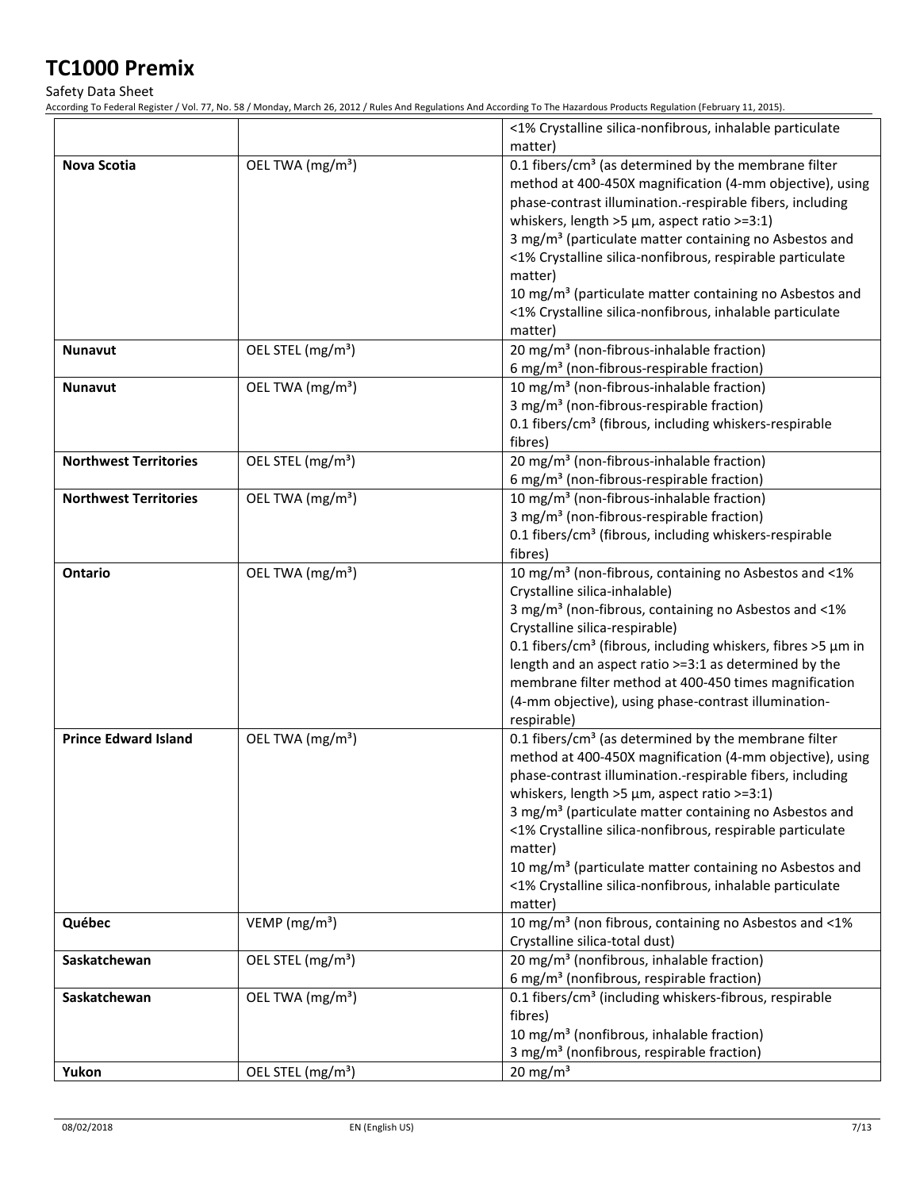|  |  | <1% Crystalline silica-nonfibrous, inhalable particulate matter) |
|---|---|---|
| **Nova Scotia** | OEL TWA (mg/m³) | 0.1 fibers/cm³ (as determined by the membrane filter method at 400-450X magnification (4-mm objective), using phase-contrast illumination.-respirable fibers, including whiskers, length >5 µm, aspect ratio >=3:1)<br>3 mg/m³ (particulate matter containing no Asbestos and <1% Crystalline silica-nonfibrous, respirable particulate matter)<br>10 mg/m³ (particulate matter containing no Asbestos and <1% Crystalline silica-nonfibrous, inhalable particulate matter) |
| **Nunavut** | OEL STEL (mg/m³) | 20 mg/m³ (non-fibrous-inhalable fraction)<br>6 mg/m³ (non-fibrous-respirable fraction) |
| **Nunavut** | OEL TWA (mg/m³) | 10 mg/m³ (non-fibrous-inhalable fraction)<br>3 mg/m³ (non-fibrous-respirable fraction)<br>0.1 fibers/cm³ (fibrous, including whiskers-respirable fibres) |
| **Northwest Territories** | OEL STEL (mg/m³) | 20 mg/m³ (non-fibrous-inhalable fraction)<br>6 mg/m³ (non-fibrous-respirable fraction) |
| **Northwest Territories** | OEL TWA (mg/m³) | 10 mg/m³ (non-fibrous-inhalable fraction)<br>3 mg/m³ (non-fibrous-respirable fraction)<br>0.1 fibers/cm³ (fibrous, including whiskers-respirable fibres) |
| **Ontario** | OEL TWA (mg/m³) | 10 mg/m³ (non-fibrous, containing no Asbestos and <1% Crystalline silica-inhalable)<br>3 mg/m³ (non-fibrous, containing no Asbestos and <1% Crystalline silica-respirable)<br>0.1 fibers/cm³ (fibrous, including whiskers, fibres >5 µm in length and an aspect ratio >=3:1 as determined by the membrane filter method at 400-450 times magnification (4-mm objective), using phase-contrast illumination-respirable) |
| **Prince Edward Island** | OEL TWA (mg/m³) | 0.1 fibers/cm³ (as determined by the membrane filter method at 400-450X magnification (4-mm objective), using phase-contrast illumination.-respirable fibers, including whiskers, length >5 µm, aspect ratio >=3:1)<br>3 mg/m³ (particulate matter containing no Asbestos and <1% Crystalline silica-nonfibrous, respirable particulate matter)<br>10 mg/m³ (particulate matter containing no Asbestos and <1% Crystalline silica-nonfibrous, inhalable particulate matter) |
| **Québec** | VEMP (mg/m³) | 10 mg/m³ (non fibrous, containing no Asbestos and <1% Crystalline silica-total dust) |
| **Saskatchewan** | OEL STEL (mg/m³) | 20 mg/m³ (nonfibrous, inhalable fraction)<br>6 mg/m³ (nonfibrous, respirable fraction) |
| **Saskatchewan** | OEL TWA (mg/m³) | 0.1 fibers/cm³ (including whiskers-fibrous, respirable fibres)<br>10 mg/m³ (nonfibrous, inhalable fraction)<br>3 mg/m³ (nonfibrous, respirable fraction) |
| **Yukon** | OEL STEL (mg/m³) | 20 mg/m³ |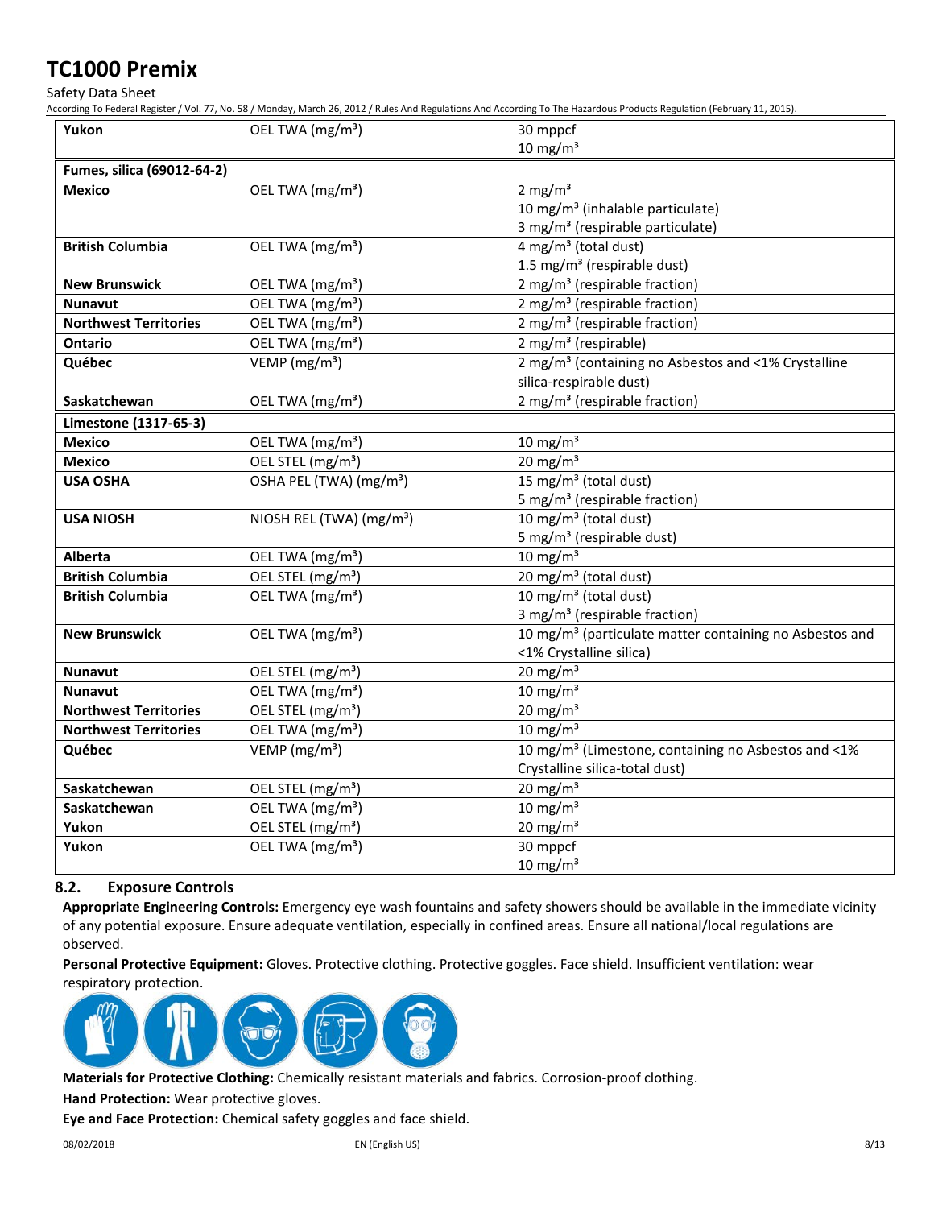| Yukon | OEL TWA (mg/m³) | 30 mppcf<br>10 mg/m³ |
|---|---|---|
| **Fumes, silica (69012-64-2)** | | |
| **Mexico** | OEL TWA (mg/m³) | 2 mg/m³<br>10 mg/m³ (inhalable particulate)<br>3 mg/m³ (respirable particulate) |
| **British Columbia** | OEL TWA (mg/m³) | 4 mg/m³ (total dust)<br>1.5 mg/m³ (respirable dust) |
| **New Brunswick** | OEL TWA (mg/m³) | 2 mg/m³ (respirable fraction) |
| **Nunavut** | OEL TWA (mg/m³) | 2 mg/m³ (respirable fraction) |
| **Northwest Territories** | OEL TWA (mg/m³) | 2 mg/m³ (respirable fraction) |
| **Ontario** | OEL TWA (mg/m³) | 2 mg/m³ (respirable) |
| **Québec** | VEMP (mg/m³) | 2 mg/m³ (containing no Asbestos and <1% Crystalline silica-respirable dust) |
| **Saskatchewan** | OEL TWA (mg/m³) | 2 mg/m³ (respirable fraction) |
| **Limestone (1317-65-3)** | | |
| **Mexico** | OEL TWA (mg/m³) | 10 mg/m³ |
| **Mexico** | OEL STEL (mg/m³) | 20 mg/m³ |
| **USA OSHA** | OSHA PEL (TWA) (mg/m³) | 15 mg/m³ (total dust)<br>5 mg/m³ (respirable fraction) |
| **USA NIOSH** | NIOSH REL (TWA) (mg/m³) | 10 mg/m³ (total dust)<br>5 mg/m³ (respirable dust) |
| **Alberta** | OEL TWA (mg/m³) | 10 mg/m³ |
| **British Columbia** | OEL STEL (mg/m³) | 20 mg/m³ (total dust) |
| **British Columbia** | OEL TWA (mg/m³) | 10 mg/m³ (total dust)<br>3 mg/m³ (respirable fraction) |
| **New Brunswick** | OEL TWA (mg/m³) | 10 mg/m³ (particulate matter containing no Asbestos and <1% Crystalline silica) |
| **Nunavut** | OEL STEL (mg/m³) | 20 mg/m³ |
| **Nunavut** | OEL TWA (mg/m³) | 10 mg/m³ |
| **Northwest Territories** | OEL STEL (mg/m³) | 20 mg/m³ |
| **Northwest Territories** | OEL TWA (mg/m³) | 10 mg/m³ |
| **Québec** | VEMP (mg/m³) | 10 mg/m³ (Limestone, containing no Asbestos and <1% Crystalline silica-total dust) |
| **Saskatchewan** | OEL STEL (mg/m³) | 20 mg/m³ |
| **Saskatchewan** | OEL TWA (mg/m³) | 10 mg/m³ |
| **Yukon** | OEL STEL (mg/m³) | 20 mg/m³ |
| **Yukon** | OEL TWA (mg/m³) | 30 mppcf<br>10 mg/m³ |

### 8.2. Exposure Controls

**Appropriate Engineering Controls:** Emergency eye wash fountains and safety showers should be available in the immediate vicinity of any potential exposure. Ensure adequate ventilation, especially in confined areas. Ensure all national/local regulations are observed.

**Personal Protective Equipment:** Gloves. Protective clothing. Protective goggles. Face shield. Insufficient ventilation: wear respiratory protection.

**Materials for Protective Clothing:** Chemically resistant materials and fabrics. Corrosion-proof clothing.

**Hand Protection:** Wear protective gloves.

**Eye and Face Protection:** Chemical safety goggles and face shield.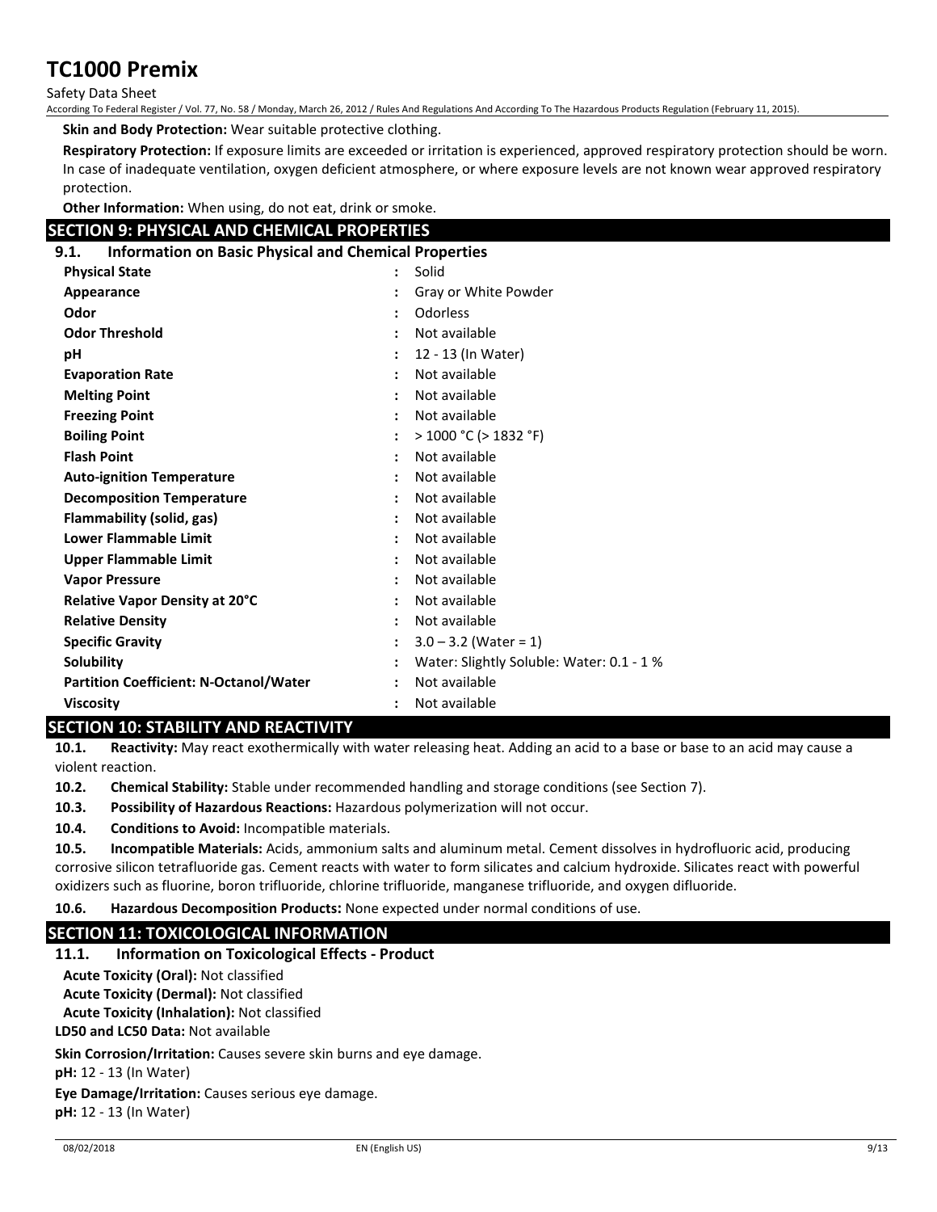**Skin and Body Protection:** Wear suitable protective clothing.

**Respiratory Protection:** If exposure limits are exceeded or irritation is experienced, approved respiratory protection should be worn. In case of inadequate ventilation, oxygen deficient atmosphere, or where exposure levels are not known wear approved respiratory protection.

**Other Information:** When using, do not eat, drink or smoke.

## SECTION 9: PHYSICAL AND CHEMICAL PROPERTIES

### 9.1. Information on Basic Physical and Chemical Properties

| | | |
|---|---|---|
| **Physical State** | : | Solid |
| **Appearance** | : | Gray or White Powder |
| **Odor** | : | Odorless |
| **Odor Threshold** | : | Not available |
| **pH** | : | 12 - 13 (In Water) |
| **Evaporation Rate** | : | Not available |
| **Melting Point** | : | Not available |
| **Freezing Point** | : | Not available |
| **Boiling Point** | : | > 1000 °C (> 1832 °F) |
| **Flash Point** | : | Not available |
| **Auto-ignition Temperature** | : | Not available |
| **Decomposition Temperature** | : | Not available |
| **Flammability (solid, gas)** | : | Not available |
| **Lower Flammable Limit** | : | Not available |
| **Upper Flammable Limit** | : | Not available |
| **Vapor Pressure** | : | Not available |
| **Relative Vapor Density at 20°C** | : | Not available |
| **Relative Density** | : | Not available |
| **Specific Gravity** | : | 3.0 – 3.2 (Water = 1) |
| **Solubility** | : | Water: Slightly Soluble: Water: 0.1 - 1 % |
| **Partition Coefficient: N-Octanol/Water** | : | Not available |
| **Viscosity** | : | Not available |

## SECTION 10: STABILITY AND REACTIVITY

**10.1. Reactivity:** May react exothermically with water releasing heat. Adding an acid to a base or base to an acid may cause a violent reaction.

**10.2. Chemical Stability:** Stable under recommended handling and storage conditions (see Section 7).

**10.3. Possibility of Hazardous Reactions:** Hazardous polymerization will not occur.

**10.4. Conditions to Avoid:** Incompatible materials.

**10.5. Incompatible Materials:** Acids, ammonium salts and aluminum metal. Cement dissolves in hydrofluoric acid, producing corrosive silicon tetrafluoride gas. Cement reacts with water to form silicates and calcium hydroxide. Silicates react with powerful oxidizers such as fluorine, boron trifluoride, chlorine trifluoride, manganese trifluoride, and oxygen difluoride.

**10.6. Hazardous Decomposition Products:** None expected under normal conditions of use.

## SECTION 11: TOXICOLOGICAL INFORMATION

### 11.1. Information on Toxicological Effects - Product

**Acute Toxicity (Oral):** Not classified

**Acute Toxicity (Dermal):** Not classified

**Acute Toxicity (Inhalation):** Not classified

**LD50 and LC50 Data:** Not available

**Skin Corrosion/Irritation:** Causes severe skin burns and eye damage.

**pH:** 12 - 13 (In Water)

**Eye Damage/Irritation:** Causes serious eye damage.

**pH:** 12 - 13 (In Water)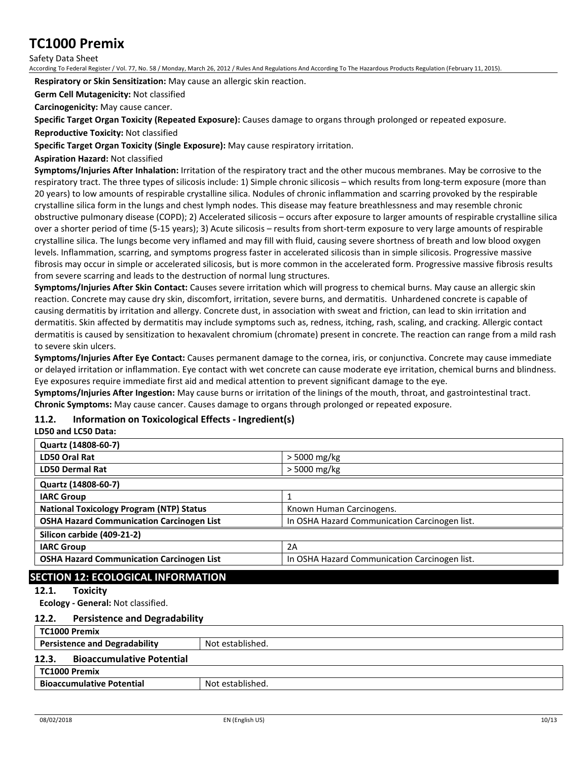**Respiratory or Skin Sensitization:** May cause an allergic skin reaction.

**Germ Cell Mutagenicity:** Not classified

**Carcinogenicity:** May cause cancer.

**Specific Target Organ Toxicity (Repeated Exposure):** Causes damage to organs through prolonged or repeated exposure.

**Reproductive Toxicity:** Not classified

**Specific Target Organ Toxicity (Single Exposure):** May cause respiratory irritation.

**Aspiration Hazard:** Not classified

**Symptoms/Injuries After Inhalation:** Irritation of the respiratory tract and the other mucous membranes. May be corrosive to the respiratory tract. The three types of silicosis include: 1) Simple chronic silicosis – which results from long-term exposure (more than 20 years) to low amounts of respirable crystalline silica. Nodules of chronic inflammation and scarring provoked by the respirable crystalline silica form in the lungs and chest lymph nodes. This disease may feature breathlessness and may resemble chronic obstructive pulmonary disease (COPD); 2) Accelerated silicosis – occurs after exposure to larger amounts of respirable crystalline silica over a shorter period of time (5-15 years); 3) Acute silicosis – results from short-term exposure to very large amounts of respirable crystalline silica. The lungs become very inflamed and may fill with fluid, causing severe shortness of breath and low blood oxygen levels. Inflammation, scarring, and symptoms progress faster in accelerated silicosis than in simple silicosis. Progressive massive fibrosis may occur in simple or accelerated silicosis, but is more common in the accelerated form. Progressive massive fibrosis results from severe scarring and leads to the destruction of normal lung structures.

**Symptoms/Injuries After Skin Contact:** Causes severe irritation which will progress to chemical burns. May cause an allergic skin reaction. Concrete may cause dry skin, discomfort, irritation, severe burns, and dermatitis. Unhardened concrete is capable of causing dermatitis by irritation and allergy. Concrete dust, in association with sweat and friction, can lead to skin irritation and dermatitis. Skin affected by dermatitis may include symptoms such as, redness, itching, rash, scaling, and cracking. Allergic contact dermatitis is caused by sensitization to hexavalent chromium (chromate) present in concrete. The reaction can range from a mild rash to severe skin ulcers.

**Symptoms/Injuries After Eye Contact:** Causes permanent damage to the cornea, iris, or conjunctiva. Concrete may cause immediate or delayed irritation or inflammation. Eye contact with wet concrete can cause moderate eye irritation, chemical burns and blindness. Eye exposures require immediate first aid and medical attention to prevent significant damage to the eye.

**Symptoms/Injuries After Ingestion:** May cause burns or irritation of the linings of the mouth, throat, and gastrointestinal tract.

**Chronic Symptoms:** May cause cancer. Causes damage to organs through prolonged or repeated exposure.

### 11.2. Information on Toxicological Effects - Ingredient(s)

**LD50 and LC50 Data:**

| **Quartz (14808-60-7)** | |
|---|---|
| **LD50 Oral Rat** | > 5000 mg/kg |
| **LD50 Dermal Rat** | > 5000 mg/kg |

| **Quartz (14808-60-7)** | |
|---|---|
| **IARC Group** | 1 |
| **National Toxicology Program (NTP) Status** | Known Human Carcinogens. |
| **OSHA Hazard Communication Carcinogen List** | In OSHA Hazard Communication Carcinogen list. |
| **Silicon carbide (409-21-2)** | |
| **IARC Group** | 2A |
| **OSHA Hazard Communication Carcinogen List** | In OSHA Hazard Communication Carcinogen list. |

## SECTION 12: ECOLOGICAL INFORMATION

### 12.1. Toxicity

**Ecology - General:** Not classified.

### 12.2. Persistence and Degradability

| **TC1000 Premix** | |
|---|---|
| **Persistence and Degradability** | Not established. |

### 12.3. Bioaccumulative Potential

| **TC1000 Premix** | |
|---|---|
| **Bioaccumulative Potential** | Not established. |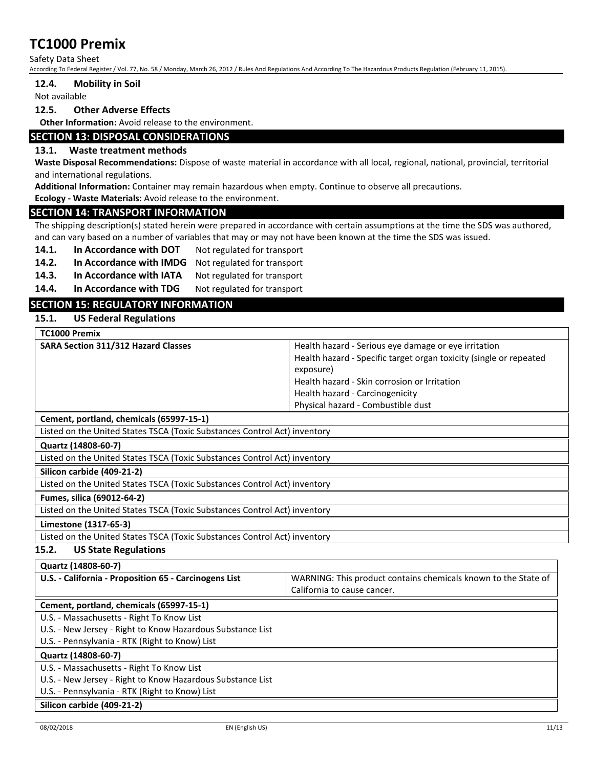### 12.4. Mobility in Soil

Not available

### 12.5. Other Adverse Effects

**Other Information:** Avoid release to the environment.

## SECTION 13: DISPOSAL CONSIDERATIONS

### 13.1. Waste treatment methods

**Waste Disposal Recommendations:** Dispose of waste material in accordance with all local, regional, national, provincial, territorial and international regulations.

**Additional Information:** Container may remain hazardous when empty. Continue to observe all precautions.

**Ecology - Waste Materials:** Avoid release to the environment.

## SECTION 14: TRANSPORT INFORMATION

The shipping description(s) stated herein were prepared in accordance with certain assumptions at the time the SDS was authored, and can vary based on a number of variables that may or may not have been known at the time the SDS was issued.

**14.1. In Accordance with DOT** Not regulated for transport

**14.2. In Accordance with IMDG** Not regulated for transport

**14.3. In Accordance with IATA** Not regulated for transport

**14.4. In Accordance with TDG** Not regulated for transport

## SECTION 15: REGULATORY INFORMATION

### 15.1. US Federal Regulations

| **TC1000 Premix** | |
|---|---|
| **SARA Section 311/312 Hazard Classes** | Health hazard - Serious eye damage or eye irritation<br>Health hazard - Specific target organ toxicity (single or repeated exposure)<br>Health hazard - Skin corrosion or Irritation<br>Health hazard - Carcinogenicity<br>Physical hazard - Combustible dust |

| **Cement, portland, chemicals (65997-15-1)** |
|---|
| Listed on the United States TSCA (Toxic Substances Control Act) inventory |

| **Quartz (14808-60-7)** |
|---|
| Listed on the United States TSCA (Toxic Substances Control Act) inventory |

| **Silicon carbide (409-21-2)** |
|---|
| Listed on the United States TSCA (Toxic Substances Control Act) inventory |

| **Fumes, silica (69012-64-2)** |
|---|
| Listed on the United States TSCA (Toxic Substances Control Act) inventory |

| **Limestone (1317-65-3)** |
|---|
| Listed on the United States TSCA (Toxic Substances Control Act) inventory |

### 15.2. US State Regulations

| **Quartz (14808-60-7)** | |
|---|---|
| **U.S. - California - Proposition 65 - Carcinogens List** | WARNING: This product contains chemicals known to the State of California to cause cancer. |

| **Cement, portland, chemicals (65997-15-1)** |
|---|
| U.S. - Massachusetts - Right To Know List |
| U.S. - New Jersey - Right to Know Hazardous Substance List |
| U.S. - Pennsylvania - RTK (Right to Know) List |

| **Quartz (14808-60-7)** |
|---|
| U.S. - Massachusetts - Right To Know List |
| U.S. - New Jersey - Right to Know Hazardous Substance List |
| U.S. - Pennsylvania - RTK (Right to Know) List |

| **Silicon carbide (409-21-2)** |
|---|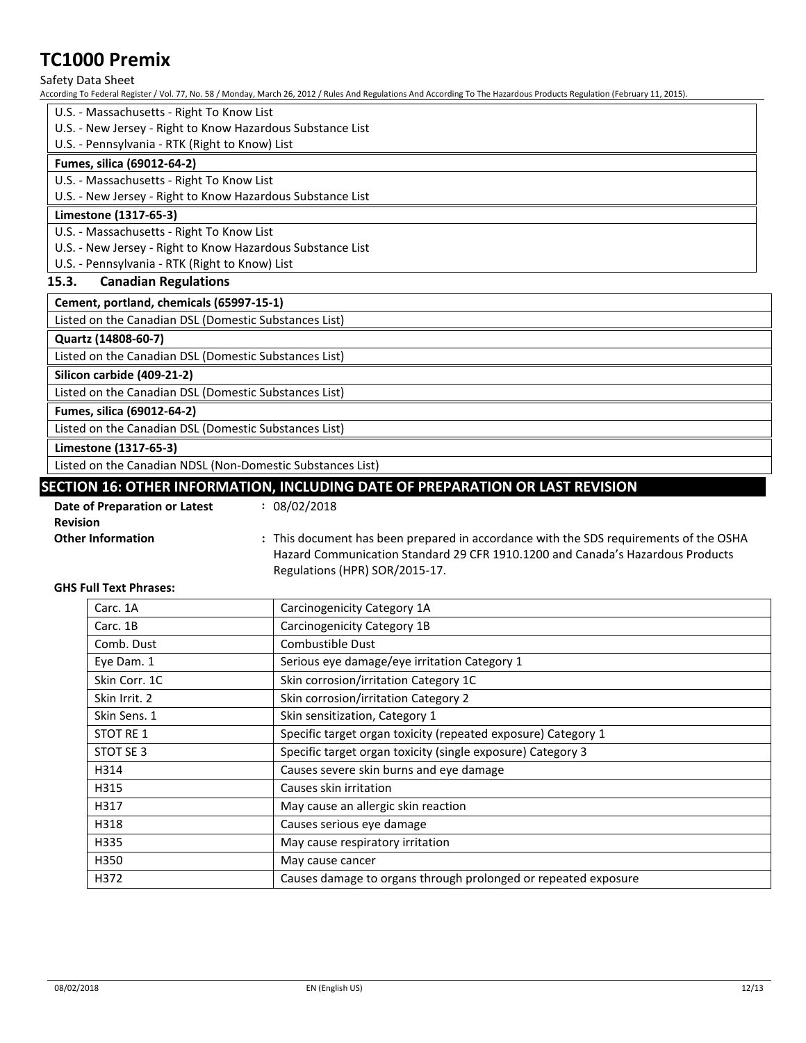| U.S. - Massachusetts - Right To Know List |
| --- |
| U.S. - New Jersey - Right to Know Hazardous Substance List |
| U.S. - Pennsylvania - RTK (Right to Know) List |

| **Fumes, silica (69012-64-2)** |
| --- |
| U.S. - Massachusetts - Right To Know List |
| U.S. - New Jersey - Right to Know Hazardous Substance List |

| **Limestone (1317-65-3)** |
| --- |
| U.S. - Massachusetts - Right To Know List |
| U.S. - New Jersey - Right to Know Hazardous Substance List |
| U.S. - Pennsylvania - RTK (Right to Know) List |

### 15.3. Canadian Regulations

| **Cement, portland, chemicals (65997-15-1)** |
| --- |
| Listed on the Canadian DSL (Domestic Substances List) |

| **Quartz (14808-60-7)** |
| --- |
| Listed on the Canadian DSL (Domestic Substances List) |

| **Silicon carbide (409-21-2)** |
| --- |
| Listed on the Canadian DSL (Domestic Substances List) |

| **Fumes, silica (69012-64-2)** |
| --- |
| Listed on the Canadian DSL (Domestic Substances List) |

| **Limestone (1317-65-3)** |
| --- |
| Listed on the Canadian NDSL (Non-Domestic Substances List) |

## SECTION 16: OTHER INFORMATION, INCLUDING DATE OF PREPARATION OR LAST REVISION

**Date of Preparation or Latest Revision** : 08/02/2018

**Other Information** : This document has been prepared in accordance with the SDS requirements of the OSHA Hazard Communication Standard 29 CFR 1910.1200 and Canada's Hazardous Products Regulations (HPR) SOR/2015-17.

**GHS Full Text Phrases:**

| | |
| --- | --- |
| Carc. 1A | Carcinogenicity Category 1A |
| Carc. 1B | Carcinogenicity Category 1B |
| Comb. Dust | Combustible Dust |
| Eye Dam. 1 | Serious eye damage/eye irritation Category 1 |
| Skin Corr. 1C | Skin corrosion/irritation Category 1C |
| Skin Irrit. 2 | Skin corrosion/irritation Category 2 |
| Skin Sens. 1 | Skin sensitization, Category 1 |
| STOT RE 1 | Specific target organ toxicity (repeated exposure) Category 1 |
| STOT SE 3 | Specific target organ toxicity (single exposure) Category 3 |
| H314 | Causes severe skin burns and eye damage |
| H315 | Causes skin irritation |
| H317 | May cause an allergic skin reaction |
| H318 | Causes serious eye damage |
| H335 | May cause respiratory irritation |
| H350 | May cause cancer |
| H372 | Causes damage to organs through prolonged or repeated exposure |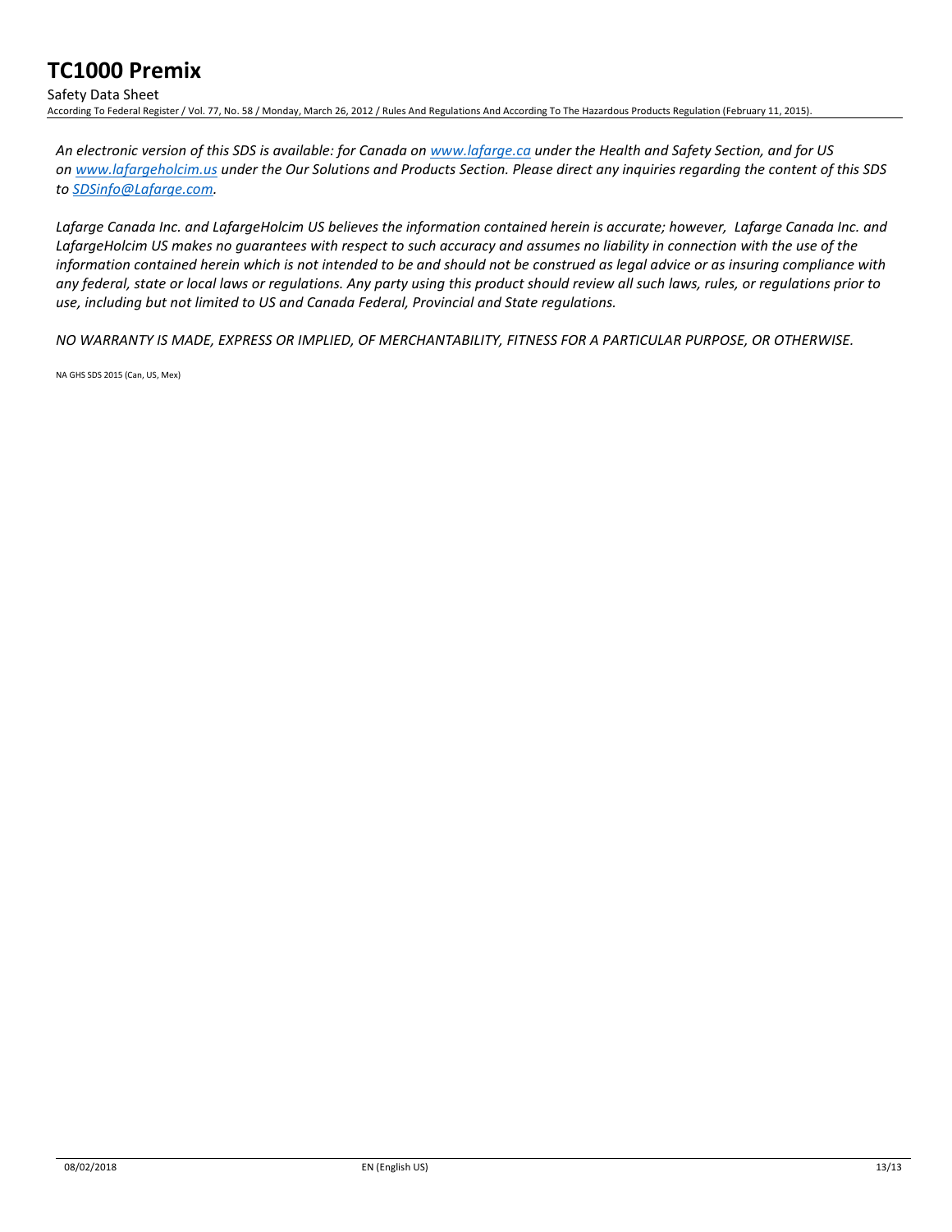*An electronic version of this SDS is available: for Canada on [www.lafarge.ca](www.lafarge.ca) under the Health and Safety Section, and for US on [www.lafargeholcim.us](www.lafargeholcim.us) under the Our Solutions and Products Section. Please direct any inquiries regarding the content of this SDS to [SDSinfo@Lafarge.com](mailto:SDSinfo@Lafarge.com).*

*Lafarge Canada Inc. and LafargeHolcim US believes the information contained herein is accurate; however, Lafarge Canada Inc. and LafargeHolcim US makes no guarantees with respect to such accuracy and assumes no liability in connection with the use of the information contained herein which is not intended to be and should not be construed as legal advice or as insuring compliance with any federal, state or local laws or regulations. Any party using this product should review all such laws, rules, or regulations prior to use, including but not limited to US and Canada Federal, Provincial and State regulations.*

*NO WARRANTY IS MADE, EXPRESS OR IMPLIED, OF MERCHANTABILITY, FITNESS FOR A PARTICULAR PURPOSE, OR OTHERWISE.*

NA GHS SDS 2015 (Can, US, Mex)